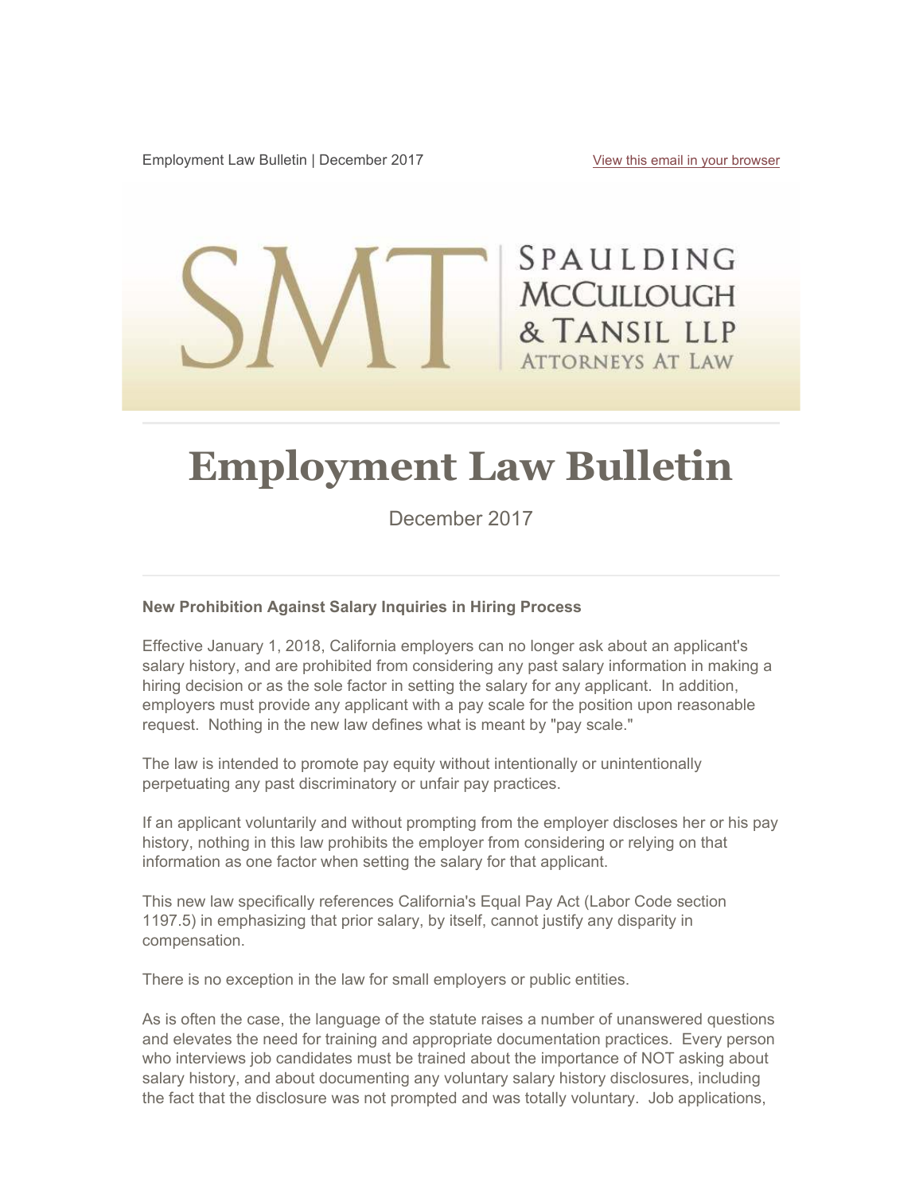Employment Law Bulletin | December 2017 View this email in your browser

SPAULDING McCULLOUGH & TANSIL LLP
ATTORNEYS AT LAW

# Employment Law Bulletin

December 2017

**New Prohibition Against Salary Inquiries in Hiring Process**

Effective January 1, 2018, California employers can no longer ask about an applicant's salary history, and are prohibited from considering any past salary information in making a hiring decision or as the sole factor in setting the salary for any applicant. In addition, employers must provide any applicant with a pay scale for the position upon reasonable request. Nothing in the new law defines what is meant by "pay scale."

The law is intended to promote pay equity without intentionally or unintentionally perpetuating any past discriminatory or unfair pay practices.

If an applicant voluntarily and without prompting from the employer discloses her or his pay history, nothing in this law prohibits the employer from considering or relying on that information as one factor when setting the salary for that applicant.

This new law specifically references California's Equal Pay Act (Labor Code section 1197.5) in emphasizing that prior salary, by itself, cannot justify any disparity in compensation.

There is no exception in the law for small employers or public entities.

As is often the case, the language of the statute raises a number of unanswered questions and elevates the need for training and appropriate documentation practices. Every person who interviews job candidates must be trained about the importance of NOT asking about salary history, and about documenting any voluntary salary history disclosures, including the fact that the disclosure was not prompted and was totally voluntary. Job applications,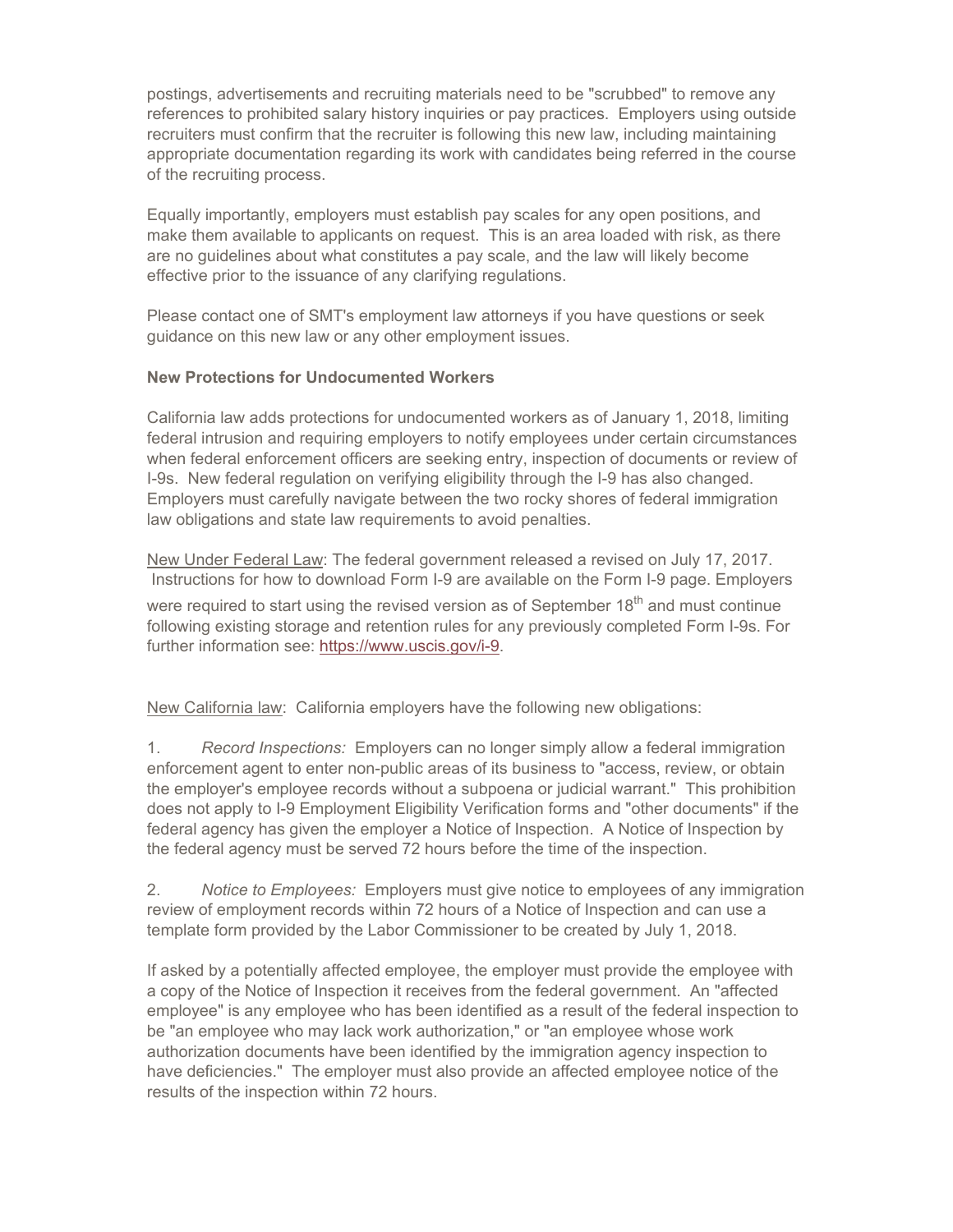postings, advertisements and recruiting materials need to be "scrubbed" to remove any references to prohibited salary history inquiries or pay practices. Employers using outside recruiters must confirm that the recruiter is following this new law, including maintaining appropriate documentation regarding its work with candidates being referred in the course of the recruiting process.

Equally importantly, employers must establish pay scales for any open positions, and make them available to applicants on request. This is an area loaded with risk, as there are no guidelines about what constitutes a pay scale, and the law will likely become effective prior to the issuance of any clarifying regulations.

Please contact one of SMT's employment law attorneys if you have questions or seek guidance on this new law or any other employment issues.

**New Protections for Undocumented Workers**

California law adds protections for undocumented workers as of January 1, 2018, limiting federal intrusion and requiring employers to notify employees under certain circumstances when federal enforcement officers are seeking entry, inspection of documents or review of I-9s. New federal regulation on verifying eligibility through the I-9 has also changed. Employers must carefully navigate between the two rocky shores of federal immigration law obligations and state law requirements to avoid penalties.

<u>New Under Federal Law</u>: The federal government released a revised on July 17, 2017. Instructions for how to download Form I-9 are available on the Form I-9 page. Employers were required to start using the revised version as of September 18th and must continue following existing storage and retention rules for any previously completed Form I-9s. For further information see: https://www.uscis.gov/i-9.

<u>New California law</u>: California employers have the following new obligations:

1. *Record Inspections:* Employers can no longer simply allow a federal immigration enforcement agent to enter non-public areas of its business to "access, review, or obtain the employer's employee records without a subpoena or judicial warrant." This prohibition does not apply to I-9 Employment Eligibility Verification forms and "other documents" if the federal agency has given the employer a Notice of Inspection. A Notice of Inspection by the federal agency must be served 72 hours before the time of the inspection.

2. *Notice to Employees:* Employers must give notice to employees of any immigration review of employment records within 72 hours of a Notice of Inspection and can use a template form provided by the Labor Commissioner to be created by July 1, 2018.

If asked by a potentially affected employee, the employer must provide the employee with a copy of the Notice of Inspection it receives from the federal government. An "affected employee" is any employee who has been identified as a result of the federal inspection to be "an employee who may lack work authorization," or "an employee whose work authorization documents have been identified by the immigration agency inspection to have deficiencies." The employer must also provide an affected employee notice of the results of the inspection within 72 hours.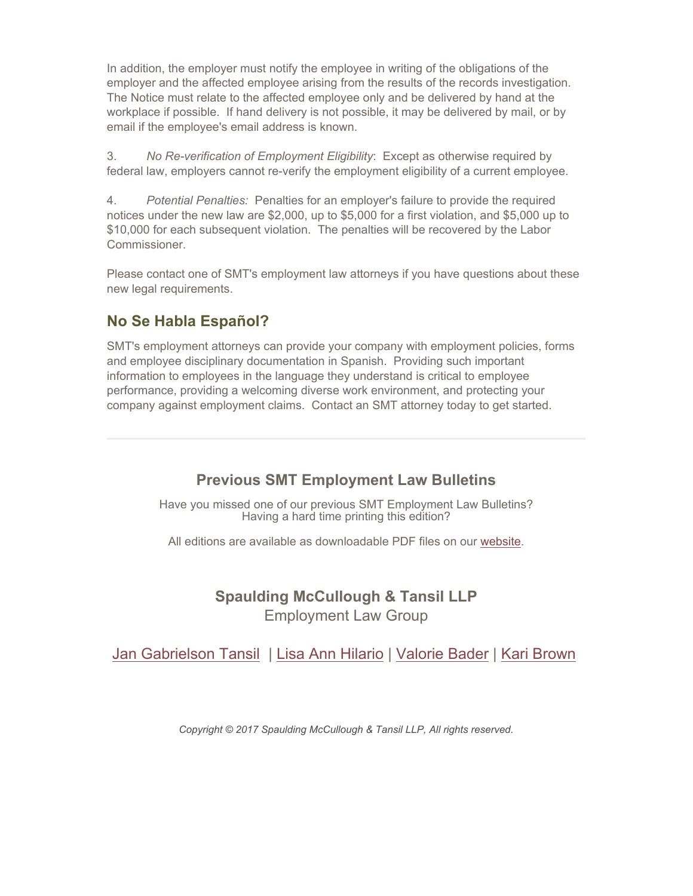In addition, the employer must notify the employee in writing of the obligations of the employer and the affected employee arising from the results of the records investigation. The Notice must relate to the affected employee only and be delivered by hand at the workplace if possible. If hand delivery is not possible, it may be delivered by mail, or by email if the employee's email address is known.

3. *No Re-verification of Employment Eligibility*: Except as otherwise required by federal law, employers cannot re-verify the employment eligibility of a current employee.

4. *Potential Penalties:* Penalties for an employer's failure to provide the required notices under the new law are $2,000, up to $5,000 for a first violation, and $5,000 up to $10,000 for each subsequent violation. The penalties will be recovered by the Labor Commissioner.

Please contact one of SMT's employment law attorneys if you have questions about these new legal requirements.

## No Se Habla Español?

SMT's employment attorneys can provide your company with employment policies, forms and employee disciplinary documentation in Spanish. Providing such important information to employees in the language they understand is critical to employee performance, providing a welcoming diverse work environment, and protecting your company against employment claims. Contact an SMT attorney today to get started.

---

### Previous SMT Employment Law Bulletins

Have you missed one of our previous SMT Employment Law Bulletins?
Having a hard time printing this edition?

All editions are available as downloadable PDF files on our website.

**Spaulding McCullough & Tansil LLP**
Employment Law Group

Jan Gabrielson Tansil | Lisa Ann Hilario | Valorie Bader | Kari Brown

*Copyright © 2017 Spaulding McCullough & Tansil LLP, All rights reserved.*